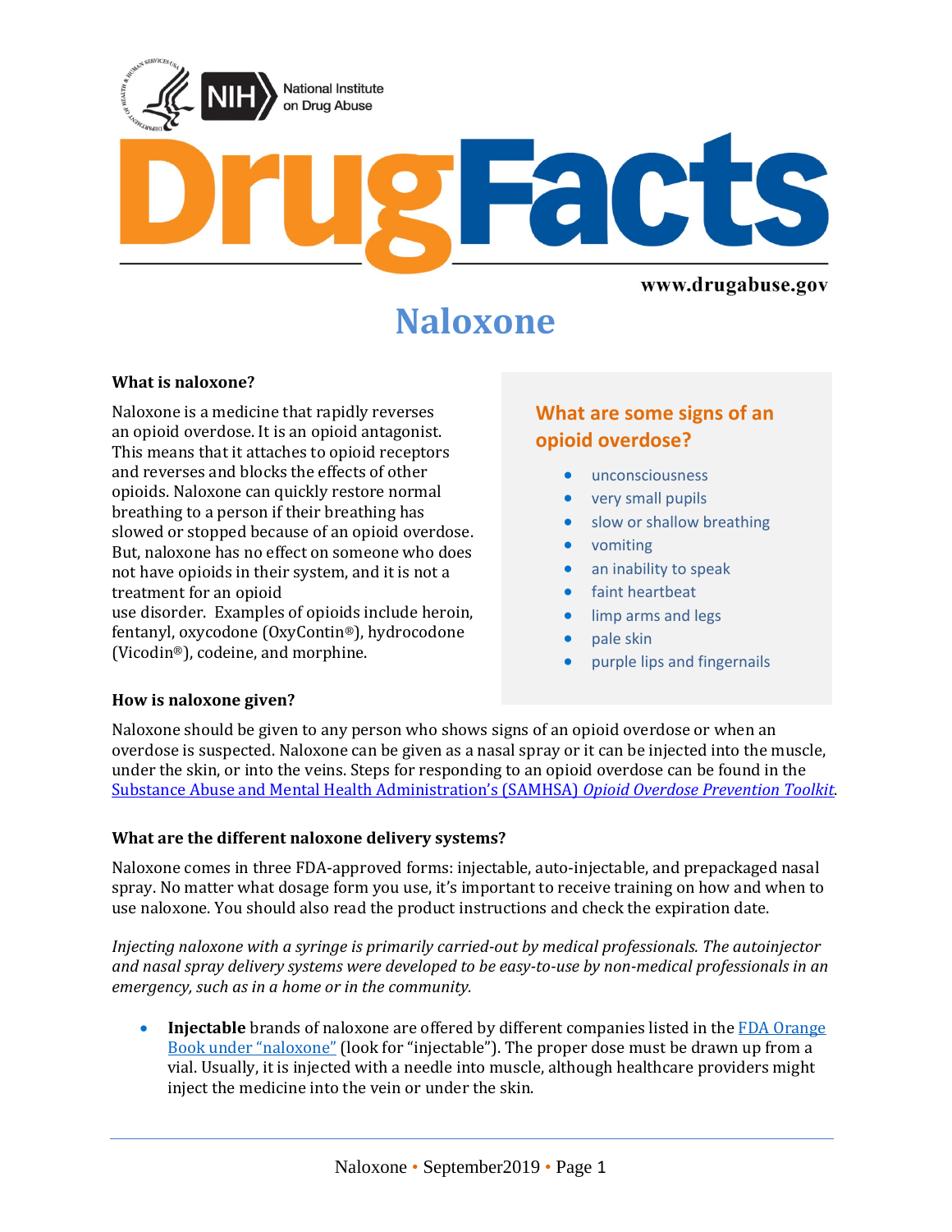National Institute on Drug Abuse

# DrugFacts

www.drugabuse.gov

# Naloxone

### What is naloxone?

Naloxone is a medicine that rapidly reverses an opioid overdose. It is an opioid antagonist. This means that it attaches to opioid receptors and reverses and blocks the effects of other opioids. Naloxone can quickly restore normal breathing to a person if their breathing has slowed or stopped because of an opioid overdose. But, naloxone has no effect on someone who does not have opioids in their system, and it is not a treatment for an opioid use disorder. Examples of opioids include heroin, fentanyl, oxycodone (OxyContin®), hydrocodone (Vicodin®), codeine, and morphine.

### What are some signs of an opioid overdose?

- unconsciousness
- very small pupils
- slow or shallow breathing
- vomiting
- an inability to speak
- faint heartbeat
- limp arms and legs
- pale skin
- purple lips and fingernails

### How is naloxone given?

Naloxone should be given to any person who shows signs of an opioid overdose or when an overdose is suspected. Naloxone can be given as a nasal spray or it can be injected into the muscle, under the skin, or into the veins. Steps for responding to an opioid overdose can be found in the Substance Abuse and Mental Health Administration's (SAMHSA) *Opioid Overdose Prevention Toolkit*.

### What are the different naloxone delivery systems?

Naloxone comes in three FDA-approved forms: injectable, auto-injectable, and prepackaged nasal spray. No matter what dosage form you use, it's important to receive training on how and when to use naloxone. You should also read the product instructions and check the expiration date.

*Injecting naloxone with a syringe is primarily carried-out by medical professionals. The autoinjector and nasal spray delivery systems were developed to be easy-to-use by non-medical professionals in an emergency, such as in a home or in the community.*

- **Injectable** brands of naloxone are offered by different companies listed in the FDA Orange Book under "naloxone" (look for "injectable"). The proper dose must be drawn up from a vial. Usually, it is injected with a needle into muscle, although healthcare providers might inject the medicine into the vein or under the skin.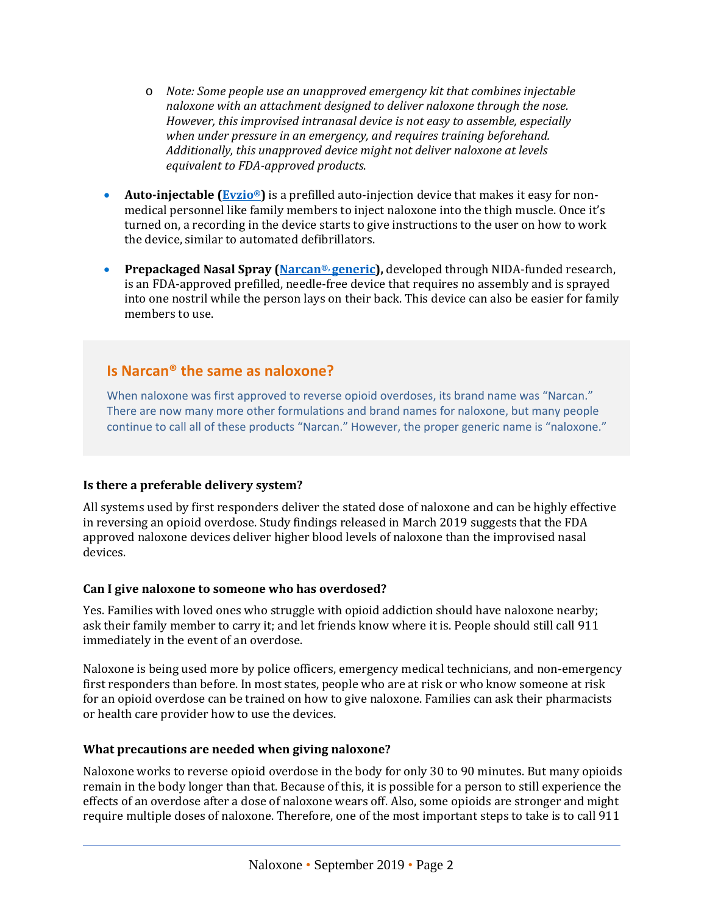- *Note: Some people use an unapproved emergency kit that combines injectable naloxone with an attachment designed to deliver naloxone through the nose. However, this improvised intranasal device is not easy to assemble, especially when under pressure in an emergency, and requires training beforehand. Additionally, this unapproved device might not deliver naloxone at levels equivalent to FDA-approved products.*

- **Auto-injectable (Evzio®)** is a prefilled auto-injection device that makes it easy for non-medical personnel like family members to inject naloxone into the thigh muscle. Once it's turned on, a recording in the device starts to give instructions to the user on how to work the device, similar to automated defibrillators.

- **Prepackaged Nasal Spray (Narcan®, generic),** developed through NIDA-funded research, is an FDA-approved prefilled, needle-free device that requires no assembly and is sprayed into one nostril while the person lays on their back. This device can also be easier for family members to use.

## Is Narcan® the same as naloxone?

When naloxone was first approved to reverse opioid overdoses, its brand name was "Narcan." There are now many more other formulations and brand names for naloxone, but many people continue to call all of these products "Narcan." However, the proper generic name is "naloxone."

### Is there a preferable delivery system?

All systems used by first responders deliver the stated dose of naloxone and can be highly effective in reversing an opioid overdose. Study findings released in March 2019 suggests that the FDA approved naloxone devices deliver higher blood levels of naloxone than the improvised nasal devices.

### Can I give naloxone to someone who has overdosed?

Yes. Families with loved ones who struggle with opioid addiction should have naloxone nearby; ask their family member to carry it; and let friends know where it is. People should still call 911 immediately in the event of an overdose.

Naloxone is being used more by police officers, emergency medical technicians, and non-emergency first responders than before. In most states, people who are at risk or who know someone at risk for an opioid overdose can be trained on how to give naloxone. Families can ask their pharmacists or health care provider how to use the devices.

### What precautions are needed when giving naloxone?

Naloxone works to reverse opioid overdose in the body for only 30 to 90 minutes. But many opioids remain in the body longer than that. Because of this, it is possible for a person to still experience the effects of an overdose after a dose of naloxone wears off. Also, some opioids are stronger and might require multiple doses of naloxone. Therefore, one of the most important steps to take is to call 911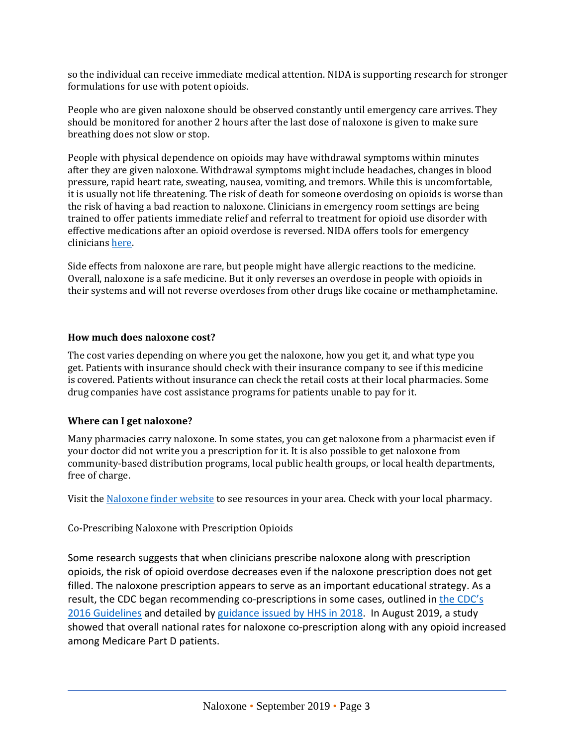so the individual can receive immediate medical attention. NIDA is supporting research for stronger formulations for use with potent opioids.

People who are given naloxone should be observed constantly until emergency care arrives. They should be monitored for another 2 hours after the last dose of naloxone is given to make sure breathing does not slow or stop.

People with physical dependence on opioids may have withdrawal symptoms within minutes after they are given naloxone. Withdrawal symptoms might include headaches, changes in blood pressure, rapid heart rate, sweating, nausea, vomiting, and tremors. While this is uncomfortable, it is usually not life threatening. The risk of death for someone overdosing on opioids is worse than the risk of having a bad reaction to naloxone. Clinicians in emergency room settings are being trained to offer patients immediate relief and referral to treatment for opioid use disorder with effective medications after an opioid overdose is reversed. NIDA offers tools for emergency clinicians here.

Side effects from naloxone are rare, but people might have allergic reactions to the medicine. Overall, naloxone is a safe medicine. But it only reverses an overdose in people with opioids in their systems and will not reverse overdoses from other drugs like cocaine or methamphetamine.

**How much does naloxone cost?**

The cost varies depending on where you get the naloxone, how you get it, and what type you get. Patients with insurance should check with their insurance company to see if this medicine is covered. Patients without insurance can check the retail costs at their local pharmacies. Some drug companies have cost assistance programs for patients unable to pay for it.

**Where can I get naloxone?**

Many pharmacies carry naloxone. In some states, you can get naloxone from a pharmacist even if your doctor did not write you a prescription for it. It is also possible to get naloxone from community-based distribution programs, local public health groups, or local health departments, free of charge.

Visit the Naloxone finder website to see resources in your area. Check with your local pharmacy.

Co-Prescribing Naloxone with Prescription Opioids

Some research suggests that when clinicians prescribe naloxone along with prescription opioids, the risk of opioid overdose decreases even if the naloxone prescription does not get filled. The naloxone prescription appears to serve as an important educational strategy. As a result, the CDC began recommending co-prescriptions in some cases, outlined in the CDC's 2016 Guidelines and detailed by guidance issued by HHS in 2018. In August 2019, a study showed that overall national rates for naloxone co-prescription along with any opioid increased among Medicare Part D patients.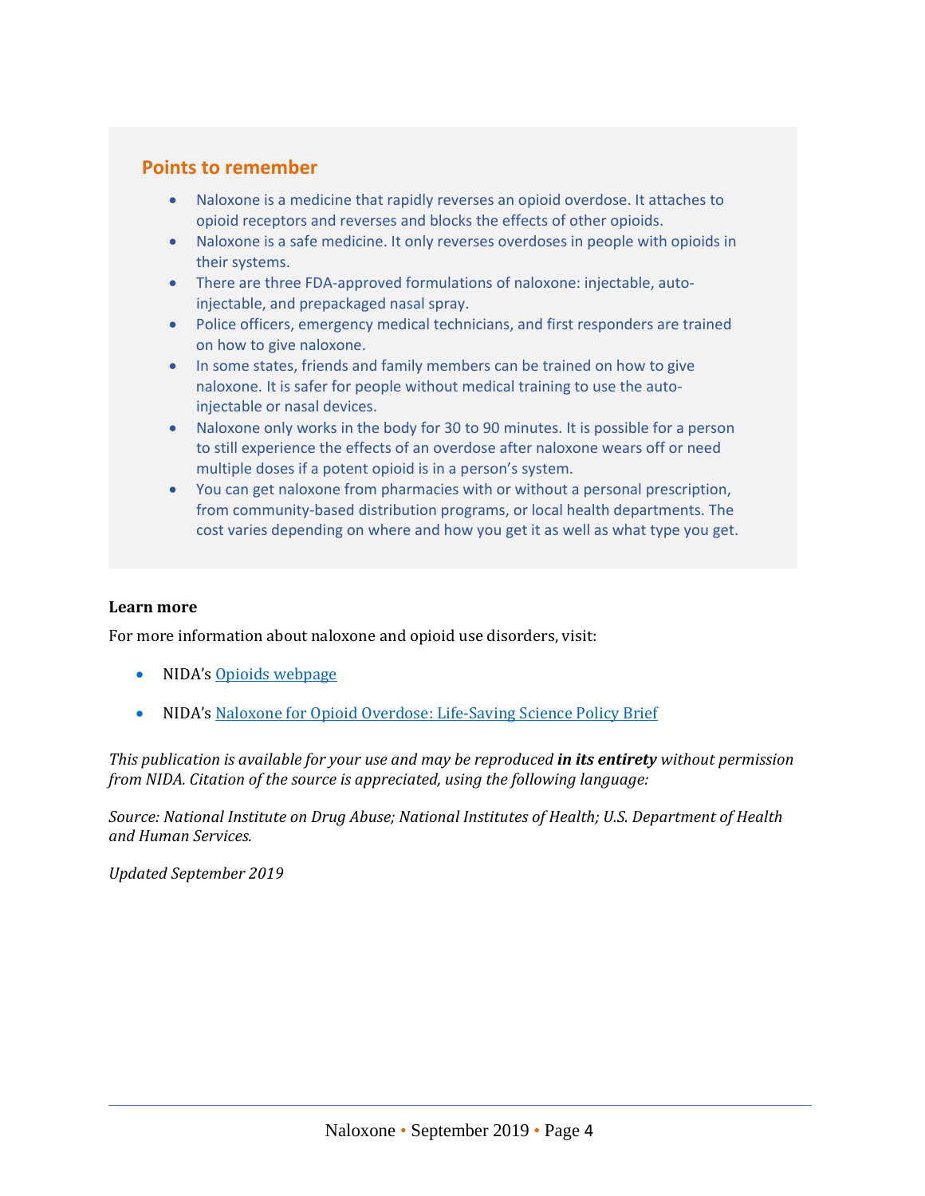## Points to remember

- Naloxone is a medicine that rapidly reverses an opioid overdose. It attaches to opioid receptors and reverses and blocks the effects of other opioids.
- Naloxone is a safe medicine. It only reverses overdoses in people with opioids in their systems.
- There are three FDA-approved formulations of naloxone: injectable, auto-injectable, and prepackaged nasal spray.
- Police officers, emergency medical technicians, and first responders are trained on how to give naloxone.
- In some states, friends and family members can be trained on how to give naloxone. It is safer for people without medical training to use the auto-injectable or nasal devices.
- Naloxone only works in the body for 30 to 90 minutes. It is possible for a person to still experience the effects of an overdose after naloxone wears off or need multiple doses if a potent opioid is in a person's system.
- You can get naloxone from pharmacies with or without a personal prescription, from community-based distribution programs, or local health departments. The cost varies depending on where and how you get it as well as what type you get.

**Learn more**

For more information about naloxone and opioid use disorders, visit:

- NIDA's Opioids webpage
- NIDA's Naloxone for Opioid Overdose: Life-Saving Science Policy Brief

*This publication is available for your use and may be reproduced* ***in its entirety*** *without permission from NIDA. Citation of the source is appreciated, using the following language:*

*Source: National Institute on Drug Abuse; National Institutes of Health; U.S. Department of Health and Human Services.*

*Updated September 2019*